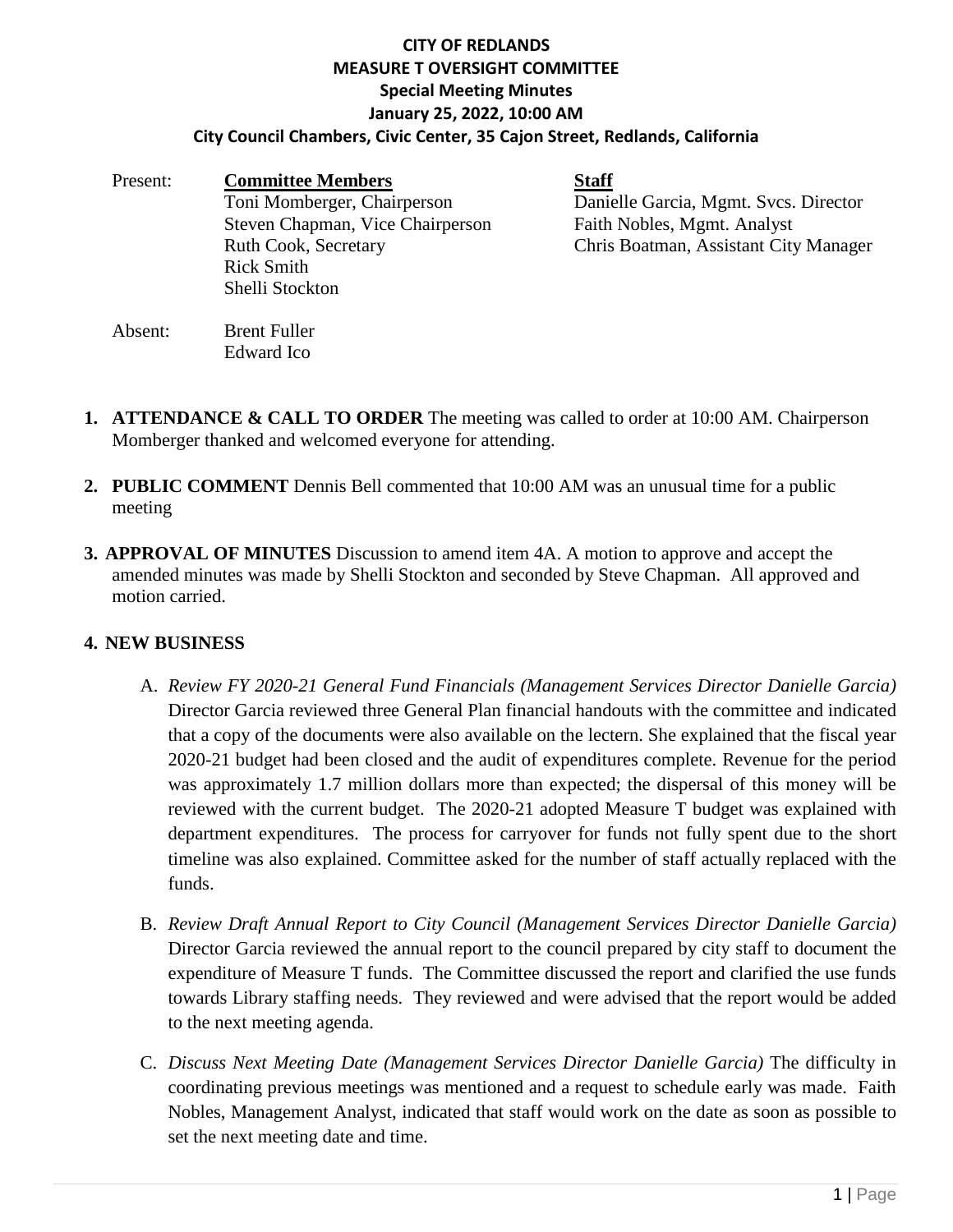# CITY OF REDLANDS
## MEASURE T OVERSIGHT COMMITTEE
### Special Meeting Minutes
### January 25, 2022, 10:00 AM
### City Council Chambers, Civic Center, 35 Cajon Street, Redlands, California

Present:

**Committee Members**
Toni Momberger, Chairperson
Steven Chapman, Vice Chairperson
Ruth Cook, Secretary
Rick Smith
Shelli Stockton

**Staff**
Danielle Garcia, Mgmt. Svcs. Director
Faith Nobles, Mgmt. Analyst
Chris Boatman, Assistant City Manager

Absent:
Brent Fuller
Edward Ico

1. **ATTENDANCE & CALL TO ORDER** The meeting was called to order at 10:00 AM. Chairperson Momberger thanked and welcomed everyone for attending.

2. **PUBLIC COMMENT** Dennis Bell commented that 10:00 AM was an unusual time for a public meeting

3. **APPROVAL OF MINUTES** Discussion to amend item 4A. A motion to approve and accept the amended minutes was made by Shelli Stockton and seconded by Steve Chapman. All approved and motion carried.

4. **NEW BUSINESS**

   A. *Review FY 2020-21 General Fund Financials (Management Services Director Danielle Garcia)* Director Garcia reviewed three General Plan financial handouts with the committee and indicated that a copy of the documents were also available on the lectern. She explained that the fiscal year 2020-21 budget had been closed and the audit of expenditures complete. Revenue for the period was approximately 1.7 million dollars more than expected; the dispersal of this money will be reviewed with the current budget. The 2020-21 adopted Measure T budget was explained with department expenditures. The process for carryover for funds not fully spent due to the short timeline was also explained. Committee asked for the number of staff actually replaced with the funds.

   B. *Review Draft Annual Report to City Council (Management Services Director Danielle Garcia)* Director Garcia reviewed the annual report to the council prepared by city staff to document the expenditure of Measure T funds. The Committee discussed the report and clarified the use funds towards Library staffing needs. They reviewed and were advised that the report would be added to the next meeting agenda.

   C. *Discuss Next Meeting Date (Management Services Director Danielle Garcia)* The difficulty in coordinating previous meetings was mentioned and a request to schedule early was made. Faith Nobles, Management Analyst, indicated that staff would work on the date as soon as possible to set the next meeting date and time.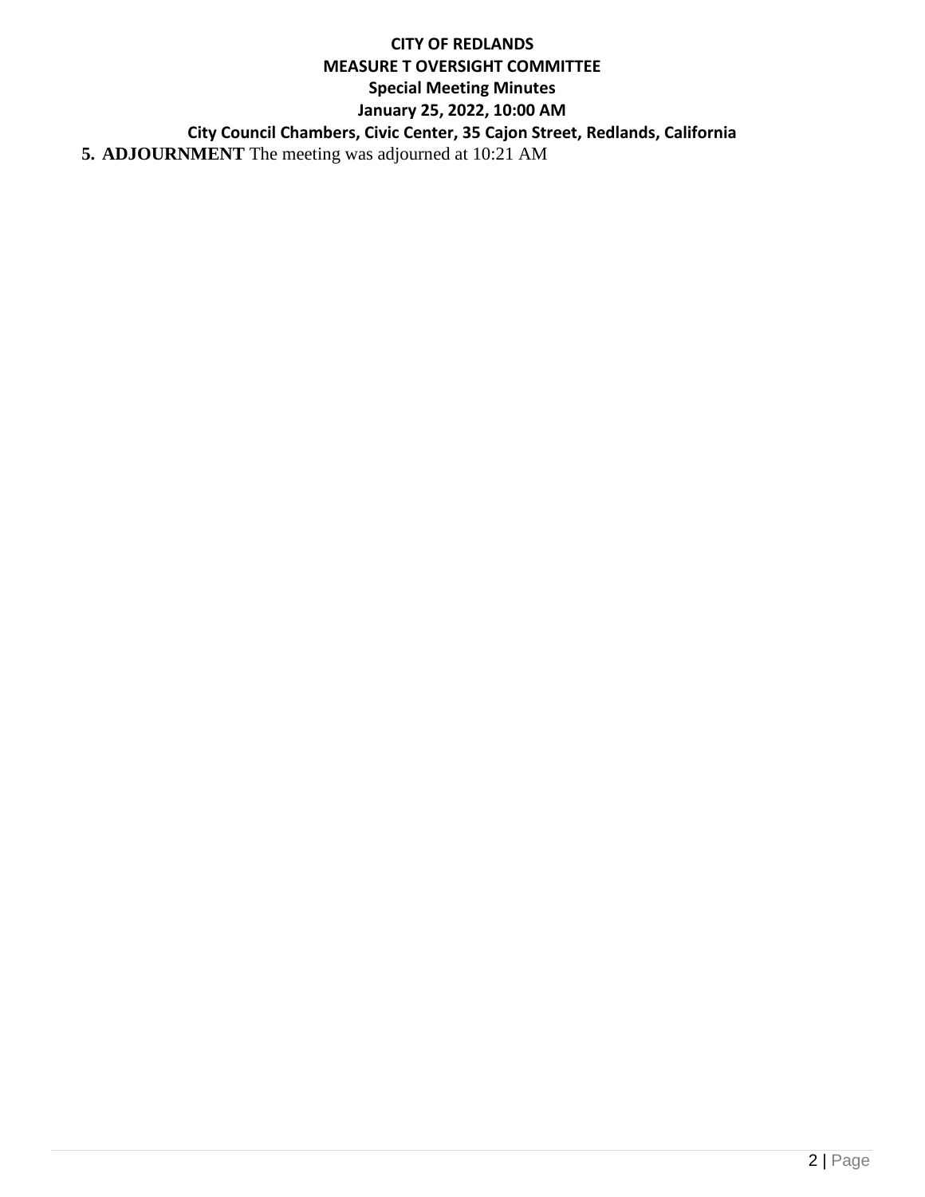**5. ADJOURNMENT** The meeting was adjourned at 10:21 AM